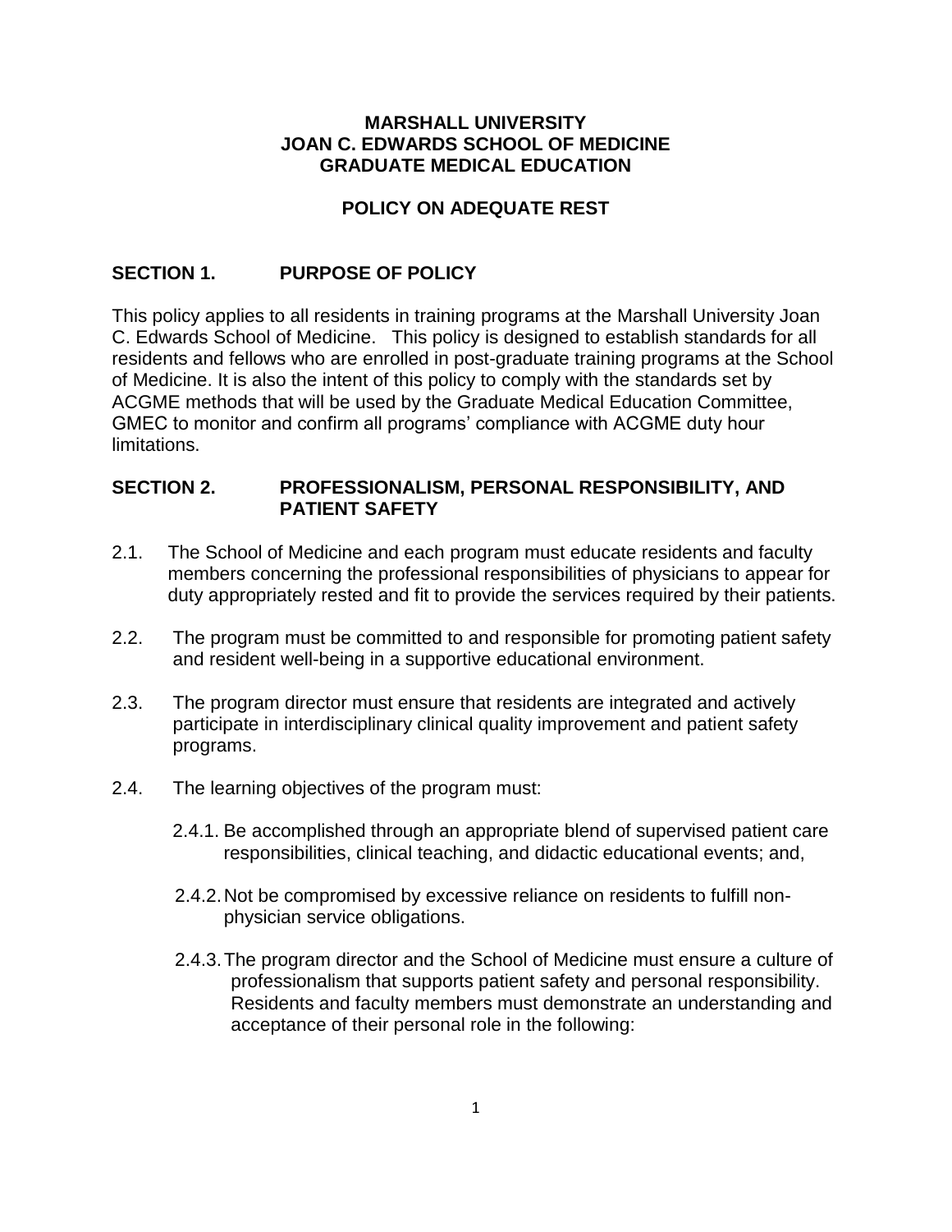**MARSHALL UNIVERSITY**
**JOAN C. EDWARDS SCHOOL OF MEDICINE**
**GRADUATE MEDICAL EDUCATION**

# POLICY ON ADEQUATE REST

## SECTION 1. PURPOSE OF POLICY

This policy applies to all residents in training programs at the Marshall University Joan C. Edwards School of Medicine. This policy is designed to establish standards for all residents and fellows who are enrolled in post-graduate training programs at the School of Medicine. It is also the intent of this policy to comply with the standards set by ACGME methods that will be used by the Graduate Medical Education Committee, GMEC to monitor and confirm all programs' compliance with ACGME duty hour limitations.

## SECTION 2. PROFESSIONALISM, PERSONAL RESPONSIBILITY, AND PATIENT SAFETY

2.1. The School of Medicine and each program must educate residents and faculty members concerning the professional responsibilities of physicians to appear for duty appropriately rested and fit to provide the services required by their patients.

2.2. The program must be committed to and responsible for promoting patient safety and resident well-being in a supportive educational environment.

2.3. The program director must ensure that residents are integrated and actively participate in interdisciplinary clinical quality improvement and patient safety programs.

2.4. The learning objectives of the program must:

2.4.1. Be accomplished through an appropriate blend of supervised patient care responsibilities, clinical teaching, and didactic educational events; and,

2.4.2. Not be compromised by excessive reliance on residents to fulfill non-physician service obligations.

2.4.3. The program director and the School of Medicine must ensure a culture of professionalism that supports patient safety and personal responsibility. Residents and faculty members must demonstrate an understanding and acceptance of their personal role in the following: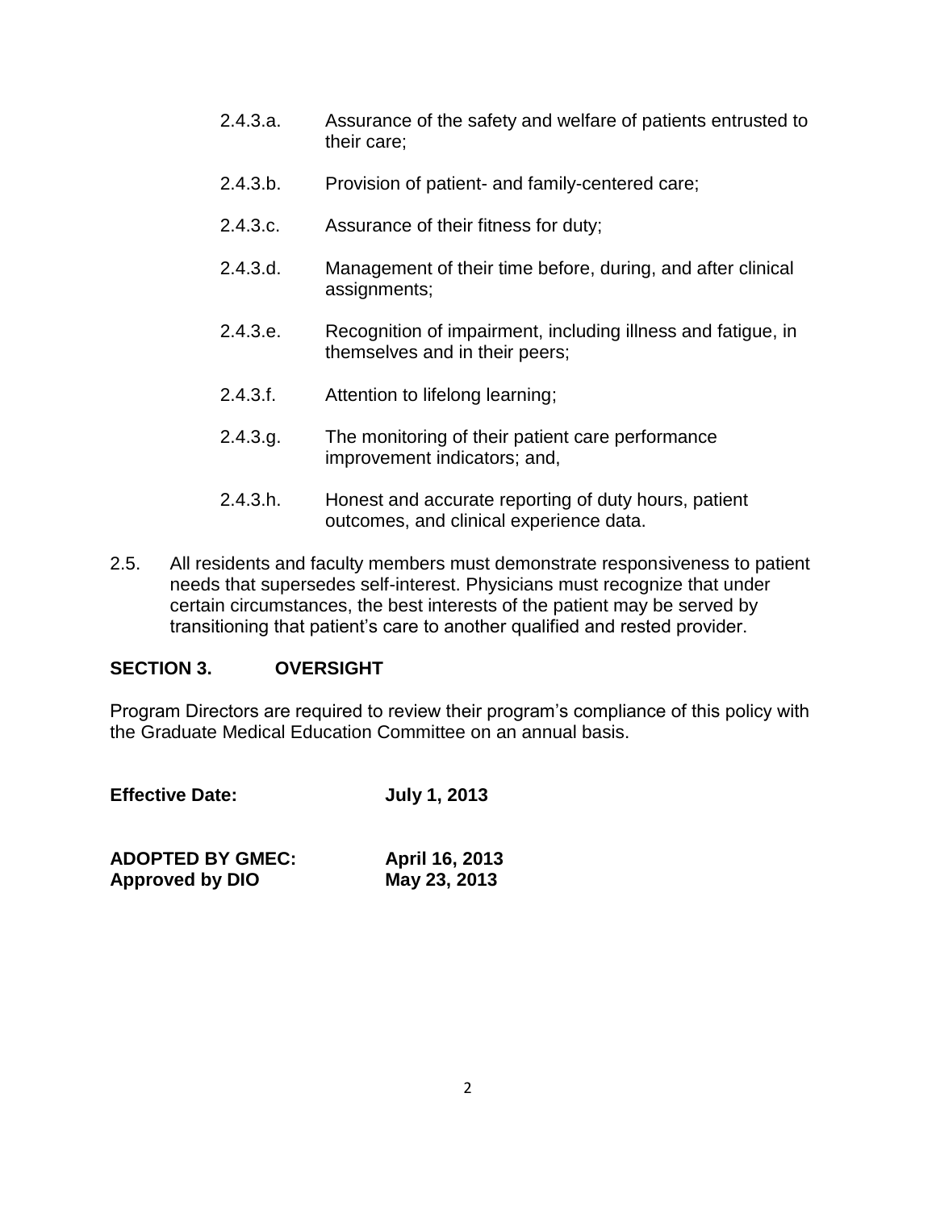2.4.3.a. Assurance of the safety and welfare of patients entrusted to their care;

2.4.3.b. Provision of patient- and family-centered care;

2.4.3.c. Assurance of their fitness for duty;

2.4.3.d. Management of their time before, during, and after clinical assignments;

2.4.3.e. Recognition of impairment, including illness and fatigue, in themselves and in their peers;

2.4.3.f. Attention to lifelong learning;

2.4.3.g. The monitoring of their patient care performance improvement indicators; and,

2.4.3.h. Honest and accurate reporting of duty hours, patient outcomes, and clinical experience data.

2.5. All residents and faculty members must demonstrate responsiveness to patient needs that supersedes self-interest. Physicians must recognize that under certain circumstances, the best interests of the patient may be served by transitioning that patient's care to another qualified and rested provider.

## SECTION 3. OVERSIGHT

Program Directors are required to review their program's compliance of this policy with the Graduate Medical Education Committee on an annual basis.

**Effective Date:** **July 1, 2013**

**ADOPTED BY GMEC:** **April 16, 2013**
**Approved by DIO** **May 23, 2013**